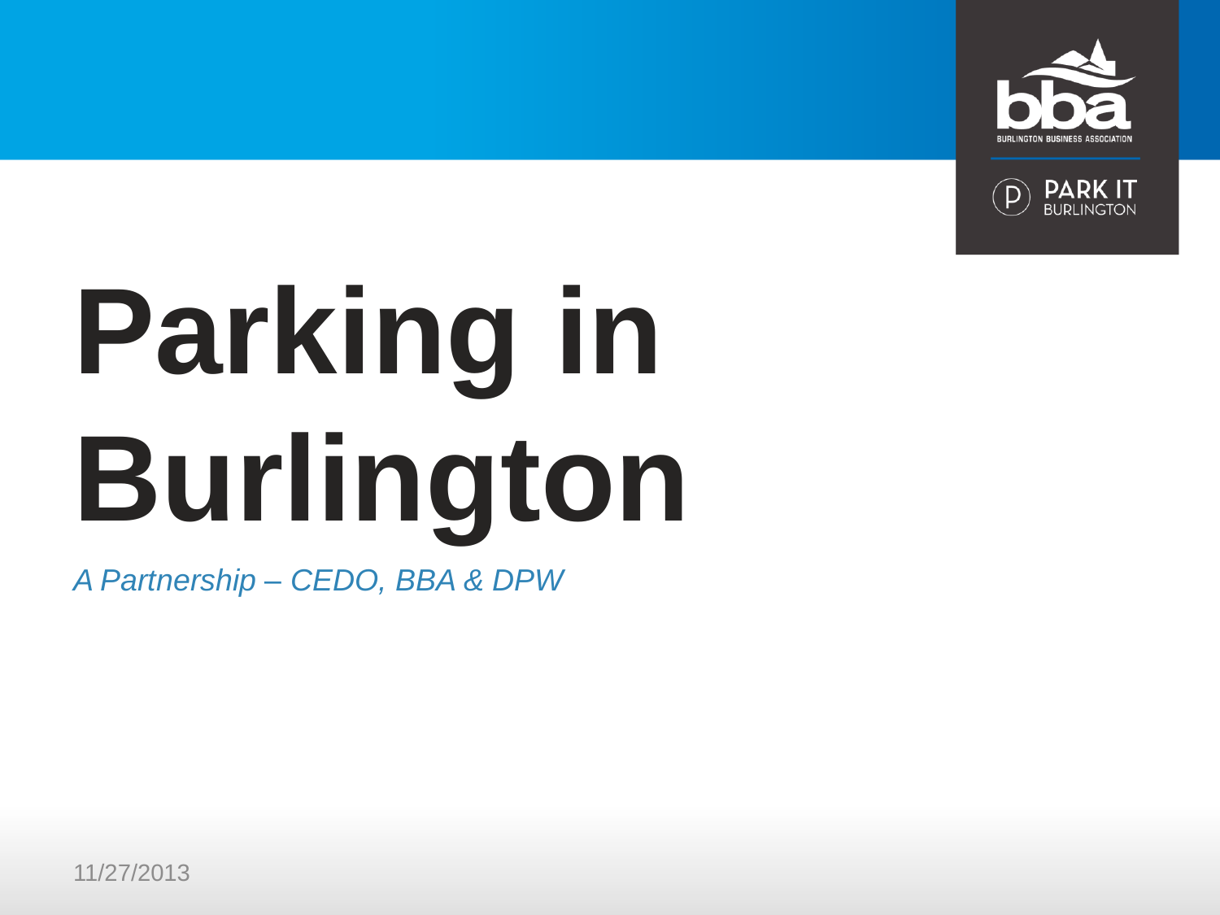BURLINGTON BUSINESS ASSOCIATION

PARK IT BURLINGTON

# Parking in Burlington

*A Partnership – CEDO, BBA & DPW*

11/27/2013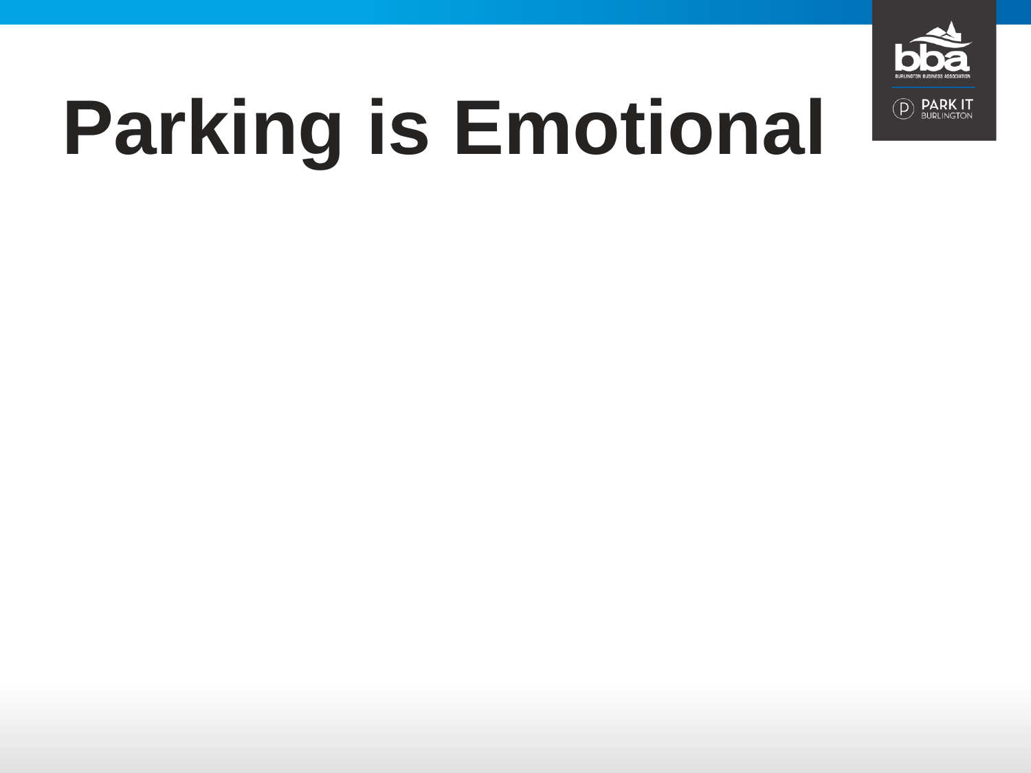# Parking is Emotional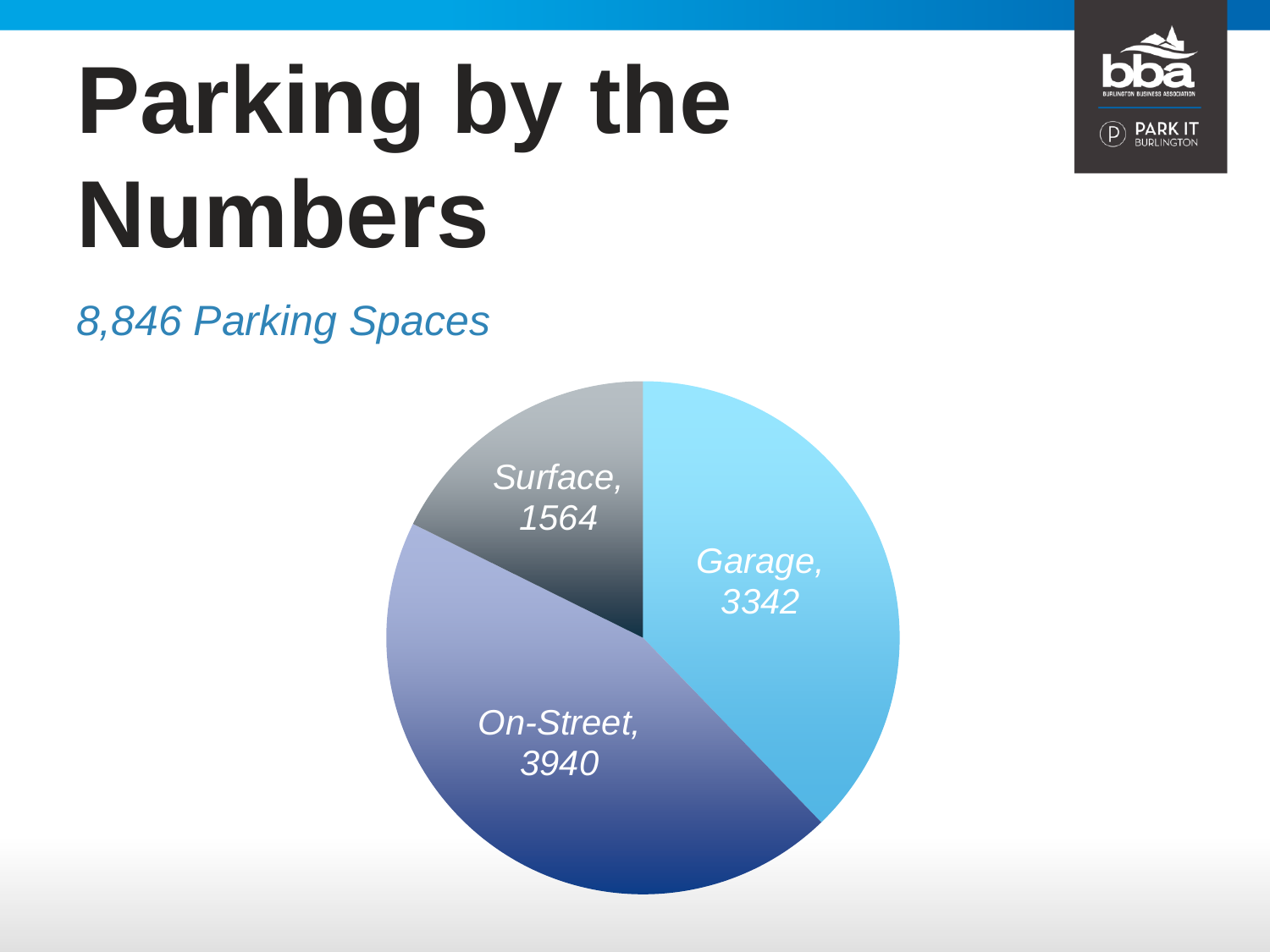# Parking by the Numbers

*8,846 Parking Spaces*

Surface, 1564

Garage, 3342

On-Street, 3940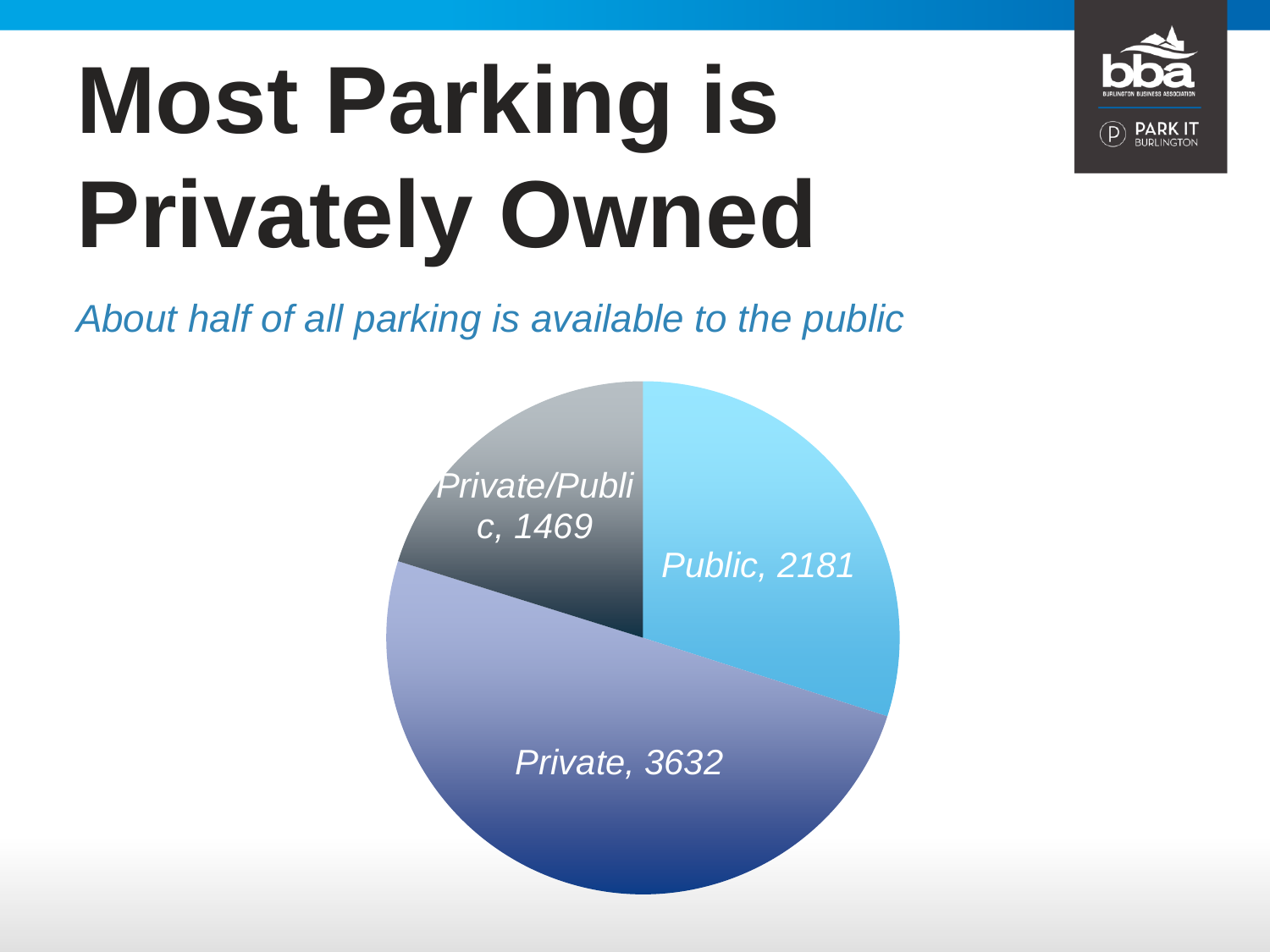# Most Parking is Privately Owned

*About half of all parking is available to the public*

Private/Public, 1469

Public, 2181

Private, 3632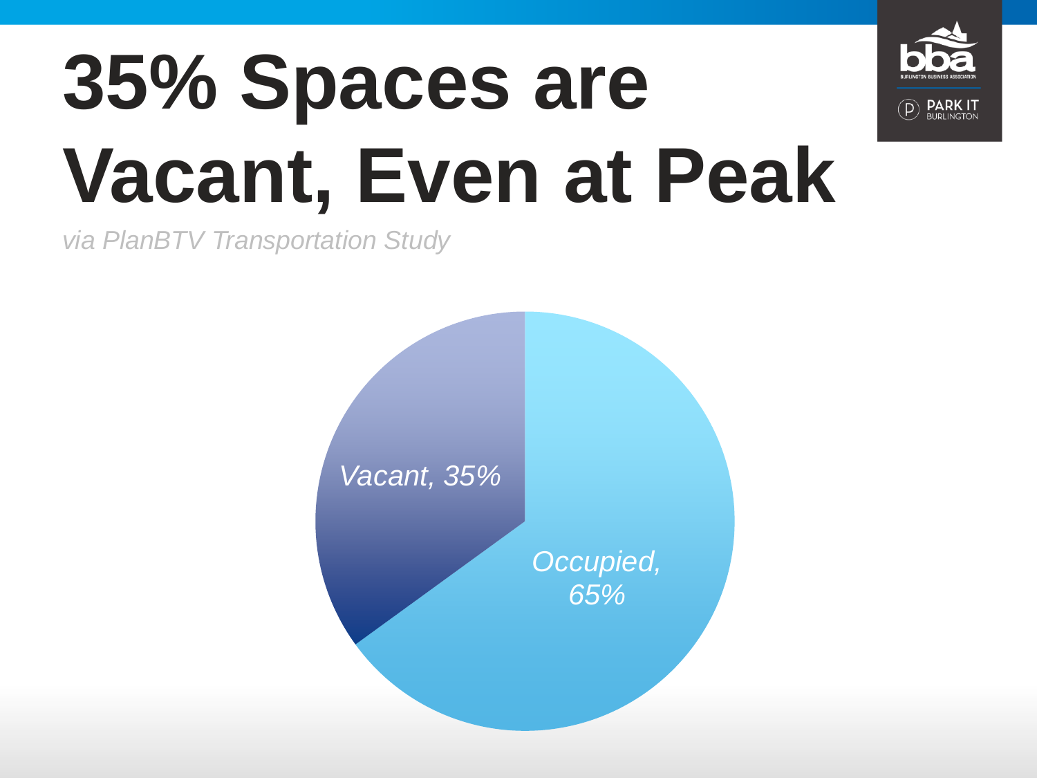# 35% Spaces are Vacant, Even at Peak

*via PlanBTV Transportation Study*

*Vacant, 35%*

*Occupied, 65%*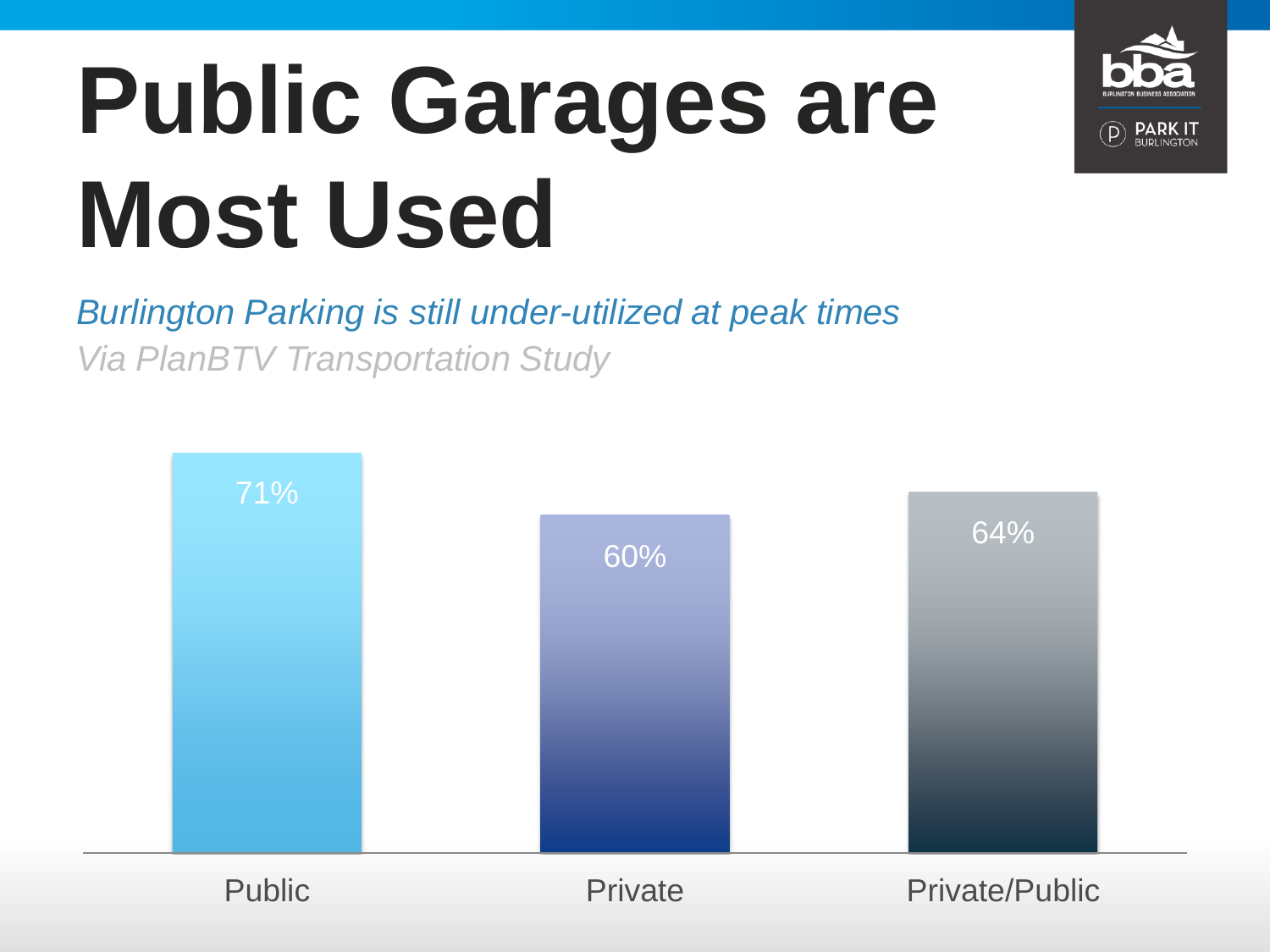# Public Garages are Most Used

*Burlington Parking is still under-utilized at peak times*

*Via PlanBTV Transportation Study*

| Public | Private | Private/Public |
|---|---|---|
| 71% | 60% | 64% |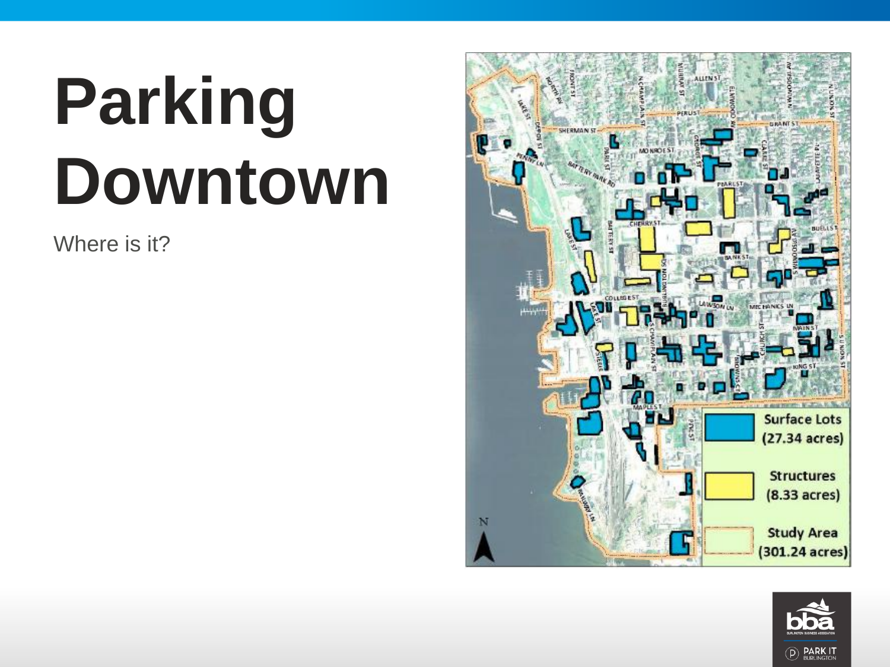# Parking Downtown

Where is it?

Surface Lots (27.34 acres)

Structures (8.33 acres)

Study Area (301.24 acres)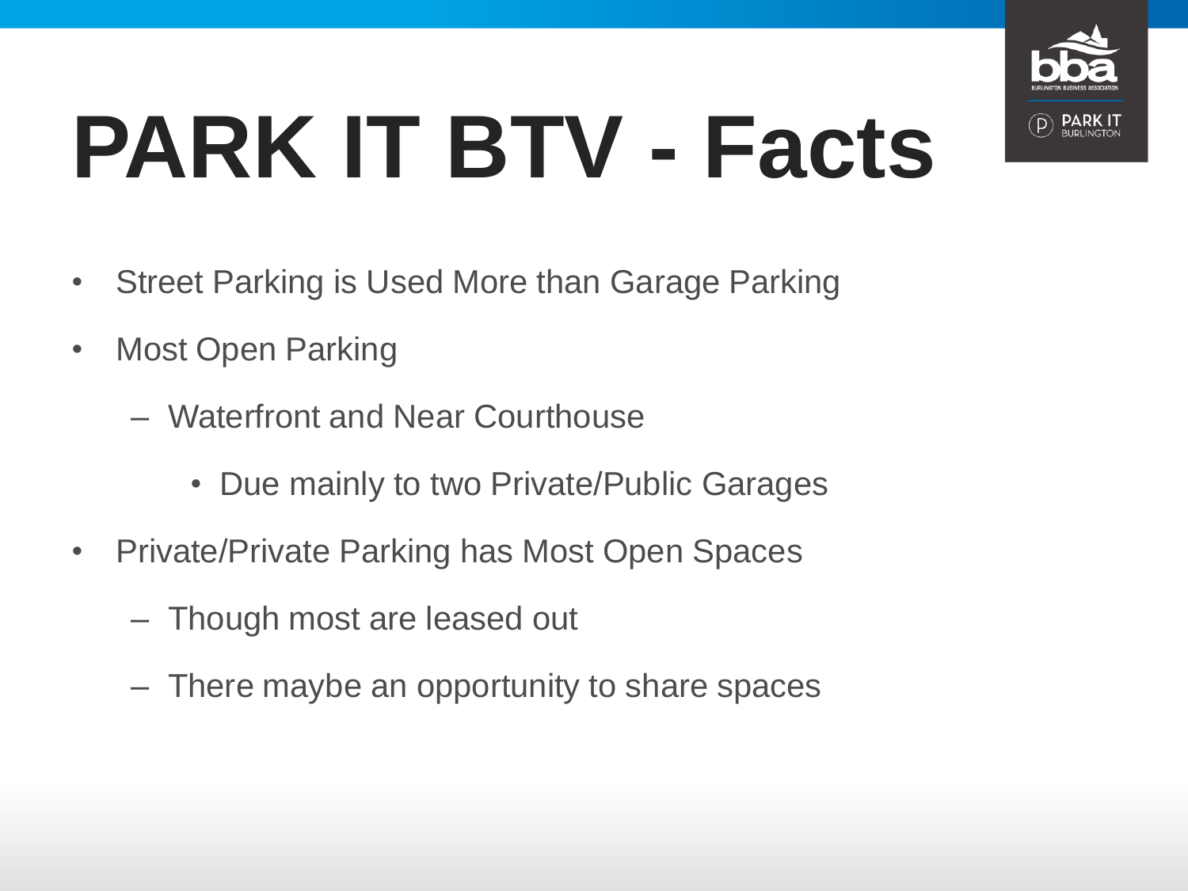# PARK IT BTV - Facts

- Street Parking is Used More than Garage Parking
- Most Open Parking
  - Waterfront and Near Courthouse
    - Due mainly to two Private/Public Garages
- Private/Private Parking has Most Open Spaces
  - Though most are leased out
  - There maybe an opportunity to share spaces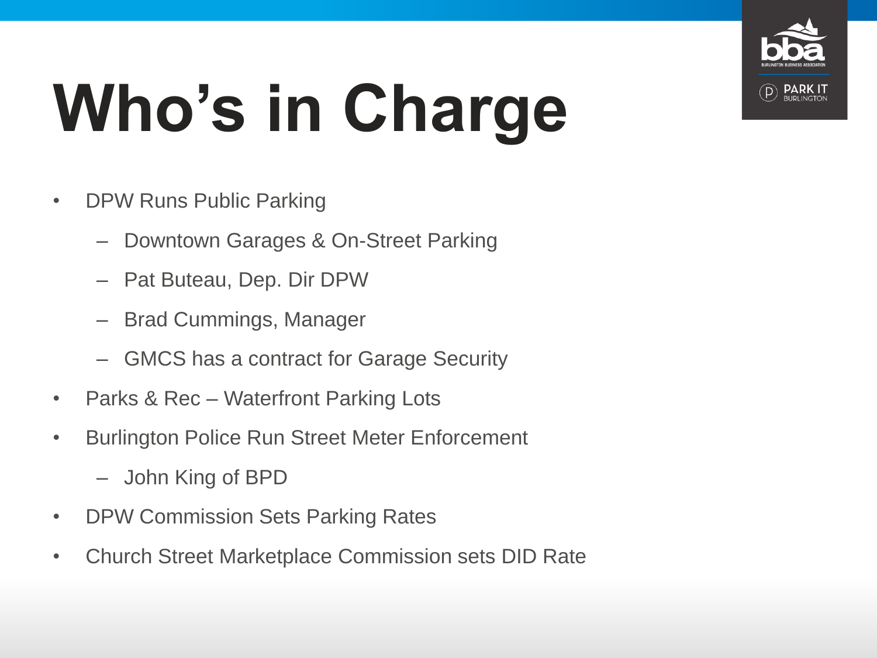# Who's in Charge

- DPW Runs Public Parking
  - Downtown Garages & On-Street Parking
  - Pat Buteau, Dep. Dir DPW
  - Brad Cummings, Manager
  - GMCS has a contract for Garage Security
- Parks & Rec – Waterfront Parking Lots
- Burlington Police Run Street Meter Enforcement
  - John King of BPD
- DPW Commission Sets Parking Rates
- Church Street Marketplace Commission sets DID Rate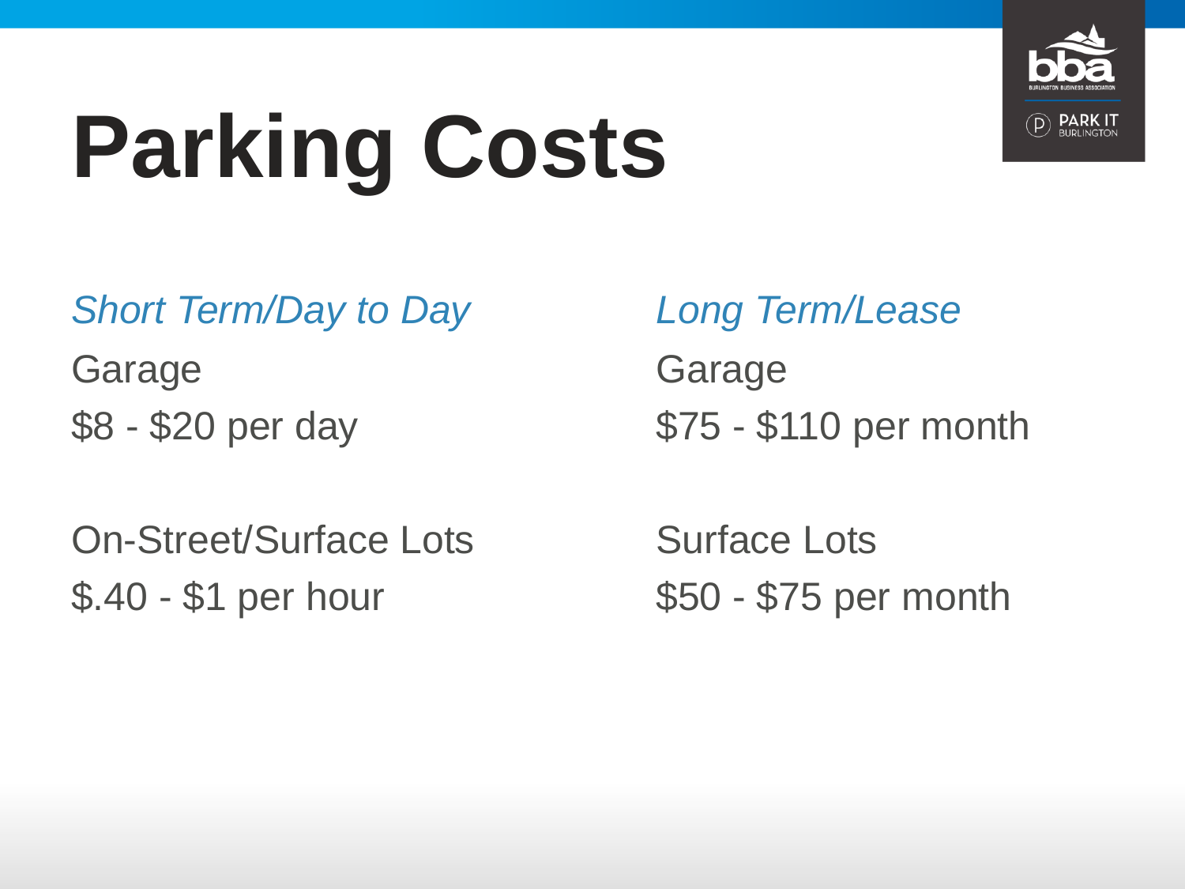# Parking Costs

*Short Term/Day to Day*

Garage

$8 - $20 per day

On-Street/Surface Lots

$.40 - $1 per hour

*Long Term/Lease*

Garage

$75 - $110 per month

Surface Lots

$50 - $75 per month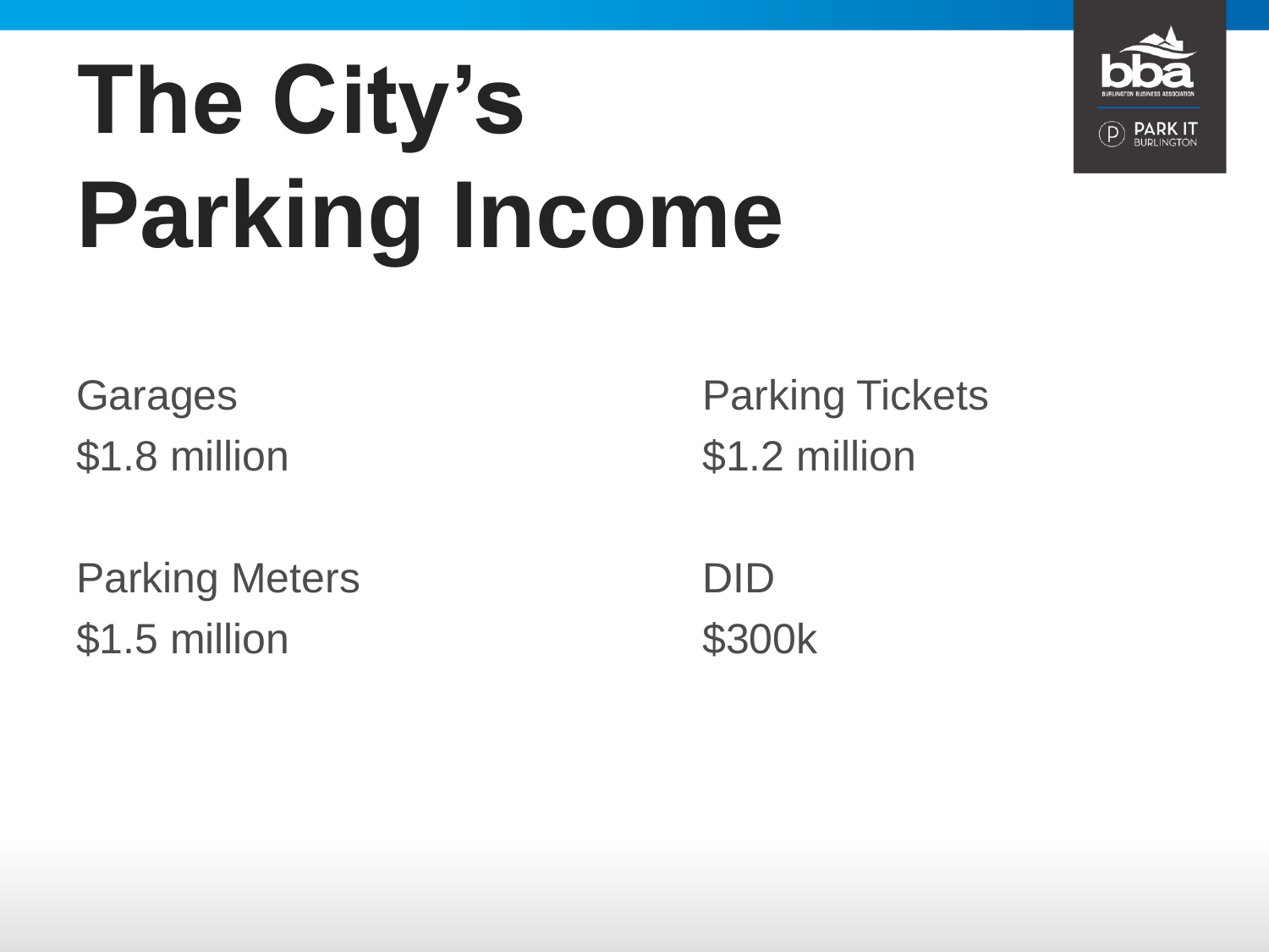# The City's Parking Income

Garages
$1.8 million

Parking Meters
$1.5 million

Parking Tickets
$1.2 million

DID
$300k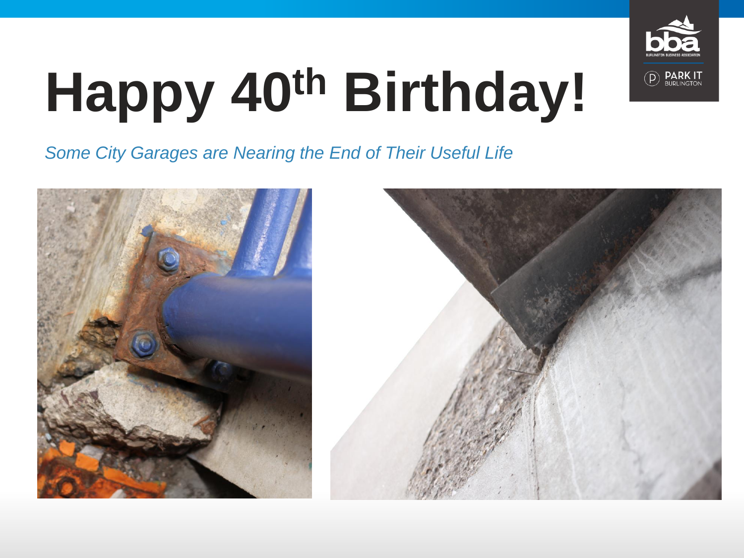# Happy 40th Birthday!

*Some City Garages are Nearing the End of Their Useful Life*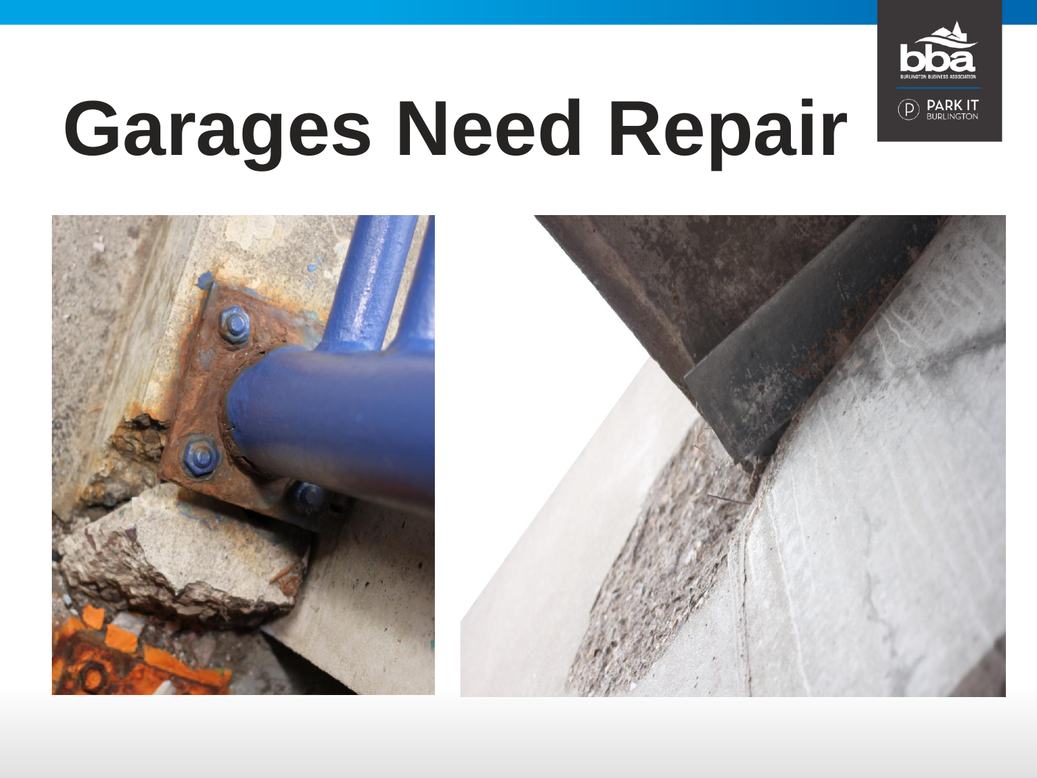# Garages Need Repair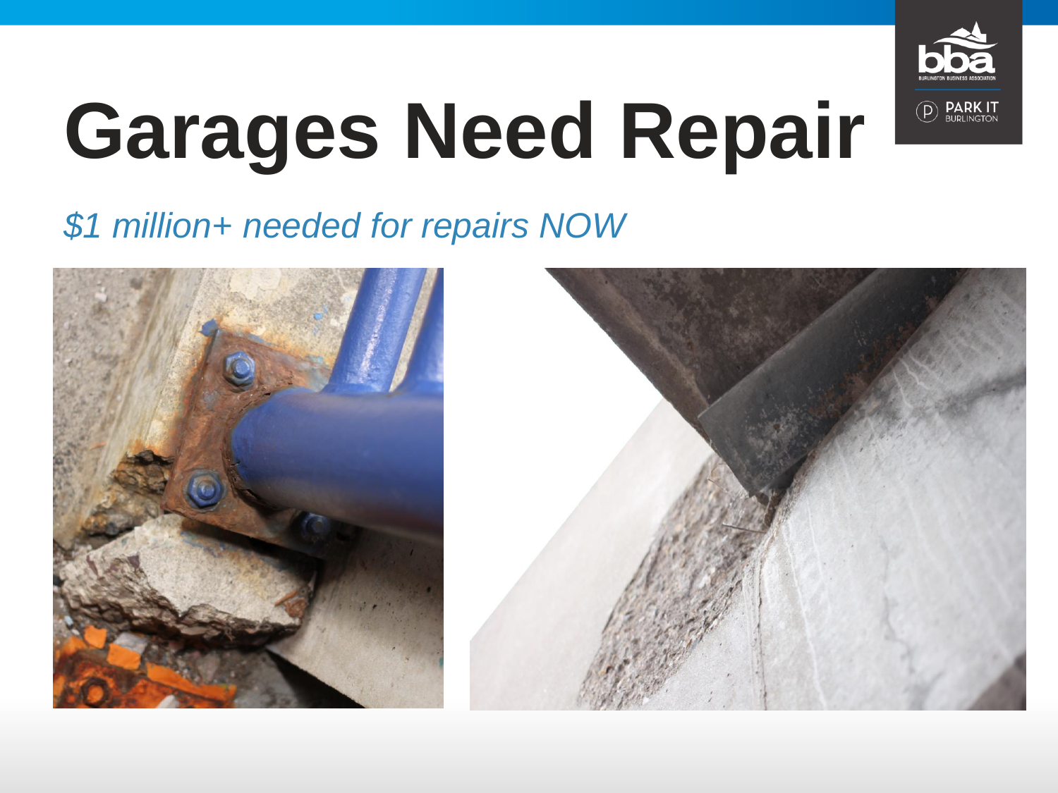# Garages Need Repair

*$1 million+ needed for repairs NOW*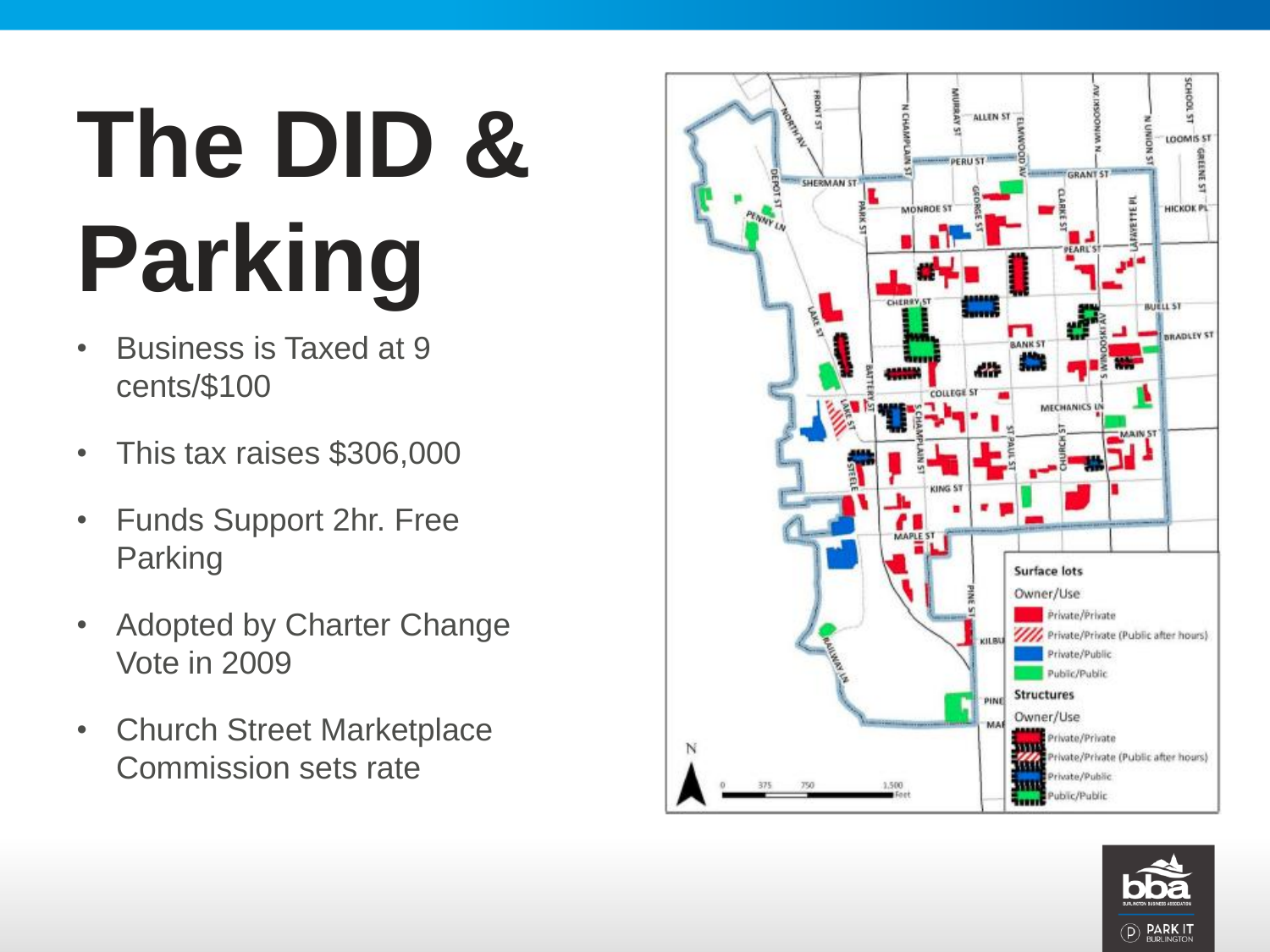# The DID & Parking

- Business is Taxed at 9 cents/$100
- This tax raises $306,000
- Funds Support 2hr. Free Parking
- Adopted by Charter Change Vote in 2009
- Church Street Marketplace Commission sets rate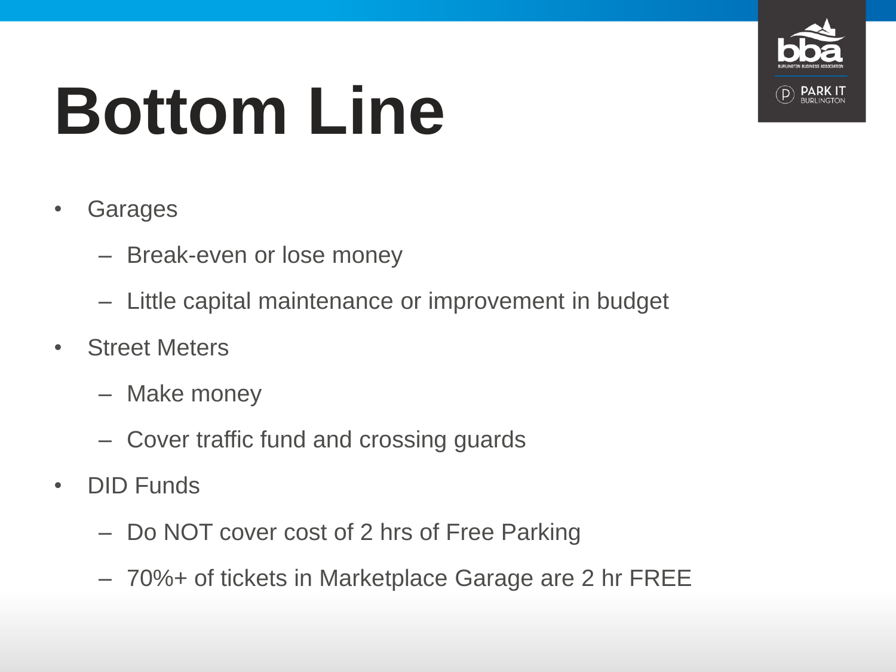# Bottom Line

- Garages
  - Break-even or lose money
  - Little capital maintenance or improvement in budget
- Street Meters
  - Make money
  - Cover traffic fund and crossing guards
- DID Funds
  - Do NOT cover cost of 2 hrs of Free Parking
  - 70%+ of tickets in Marketplace Garage are 2 hr FREE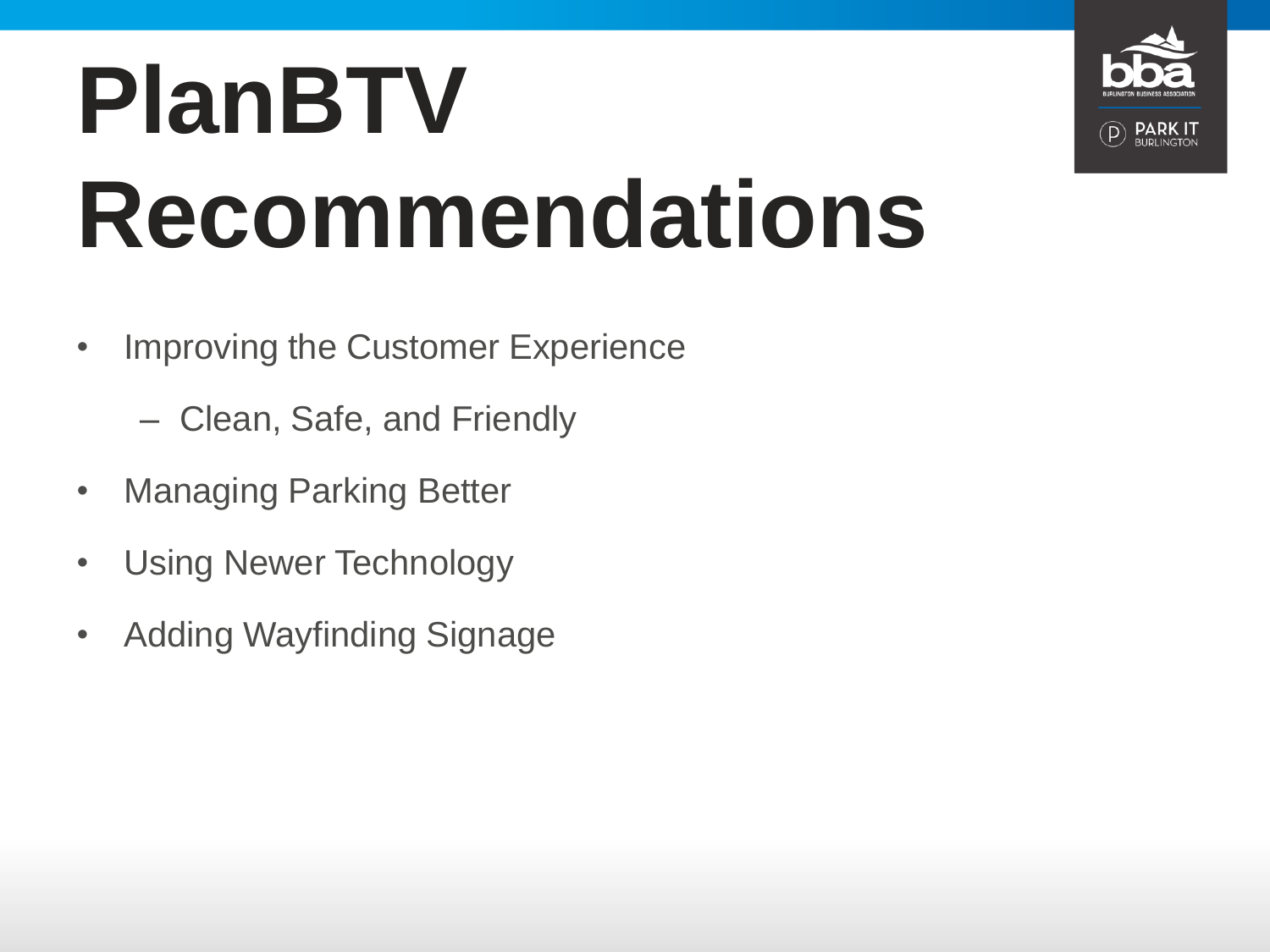# PlanBTV Recommendations

- Improving the Customer Experience
  - Clean, Safe, and Friendly
- Managing Parking Better
- Using Newer Technology
- Adding Wayfinding Signage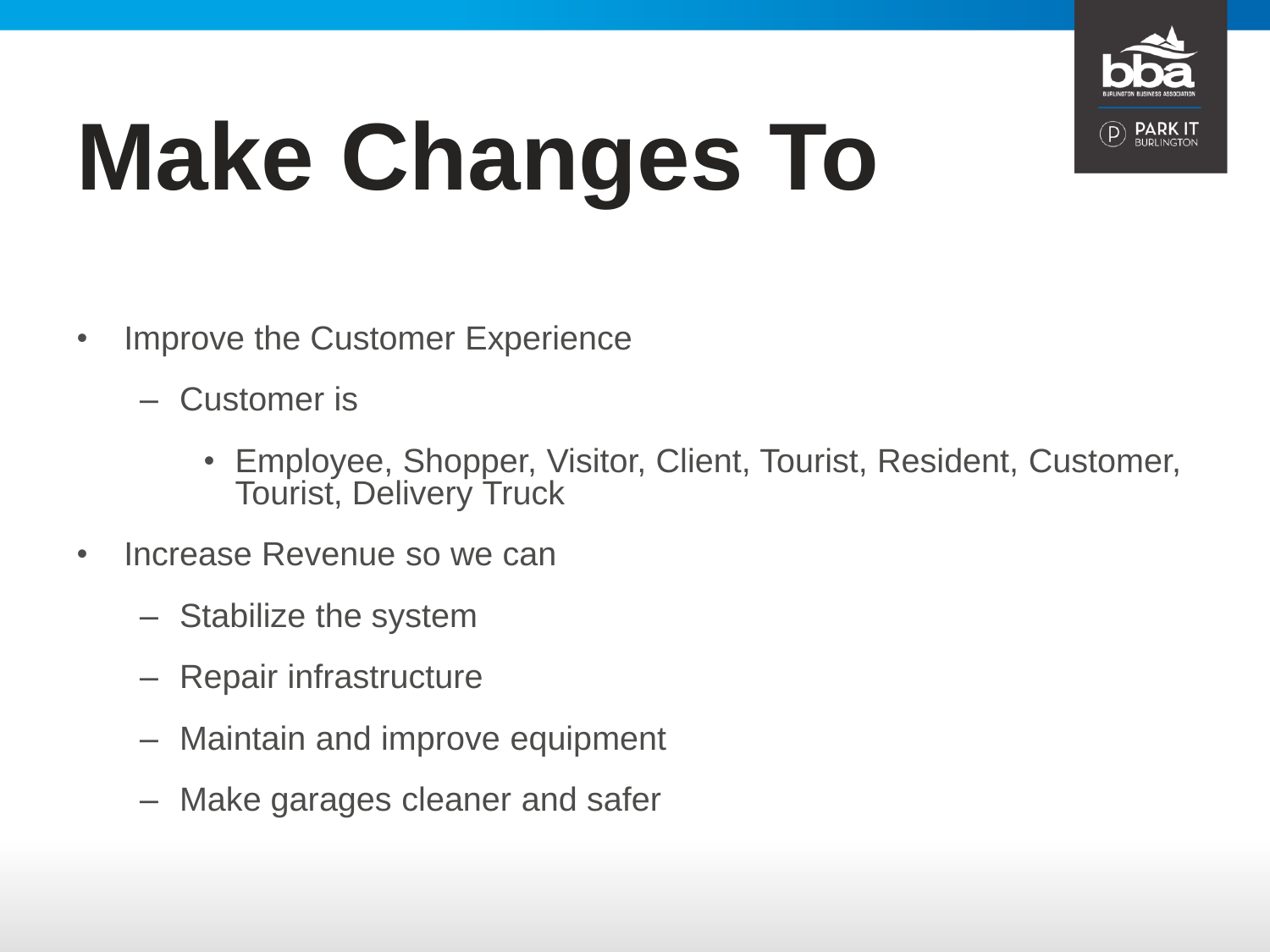# Make Changes To

- Improve the Customer Experience
  - Customer is
    - Employee, Shopper, Visitor, Client, Tourist, Resident, Customer, Tourist, Delivery Truck
- Increase Revenue so we can
  - Stabilize the system
  - Repair infrastructure
  - Maintain and improve equipment
  - Make garages cleaner and safer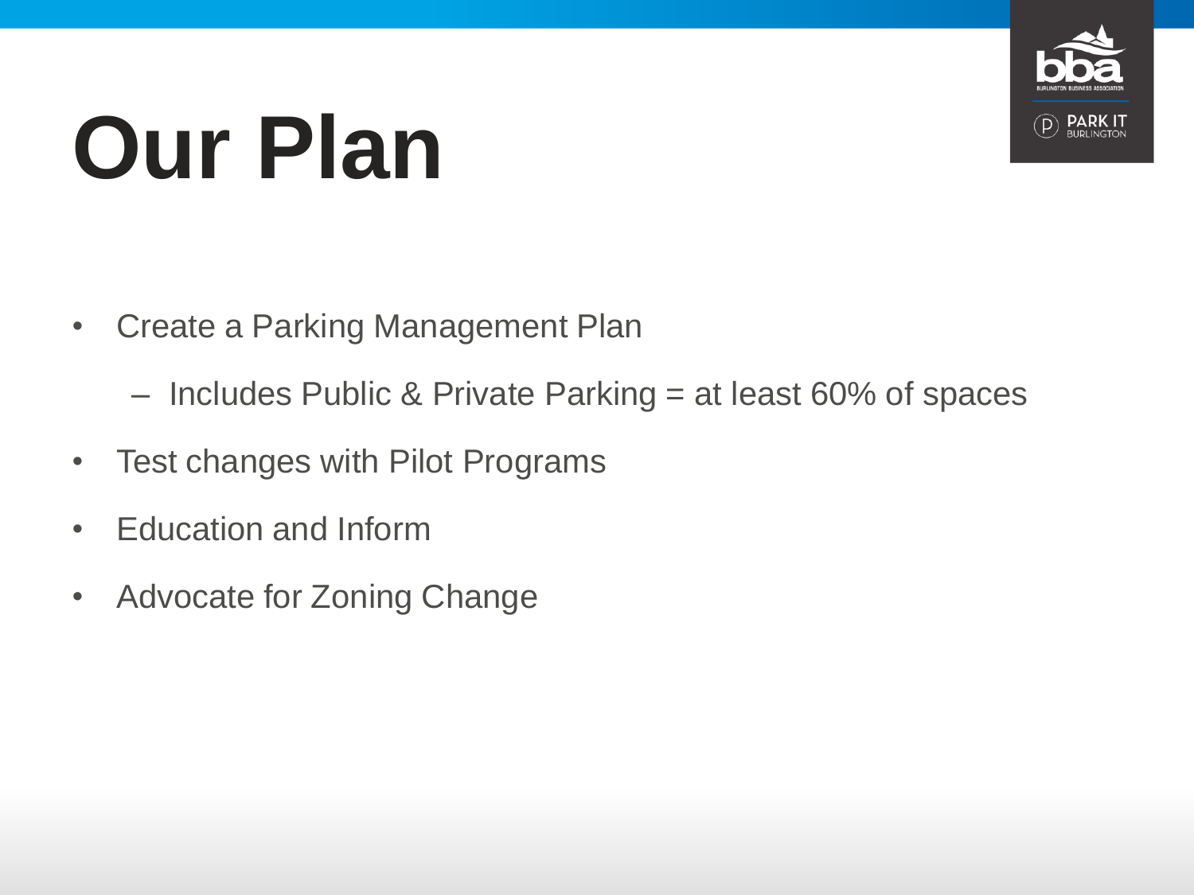# Our Plan

- Create a Parking Management Plan
  - Includes Public & Private Parking = at least 60% of spaces
- Test changes with Pilot Programs
- Education and Inform
- Advocate for Zoning Change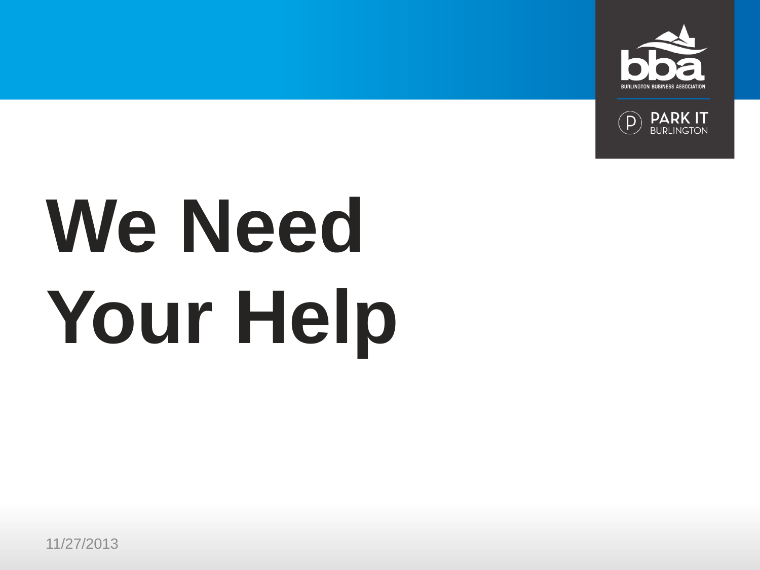# We Need Your Help